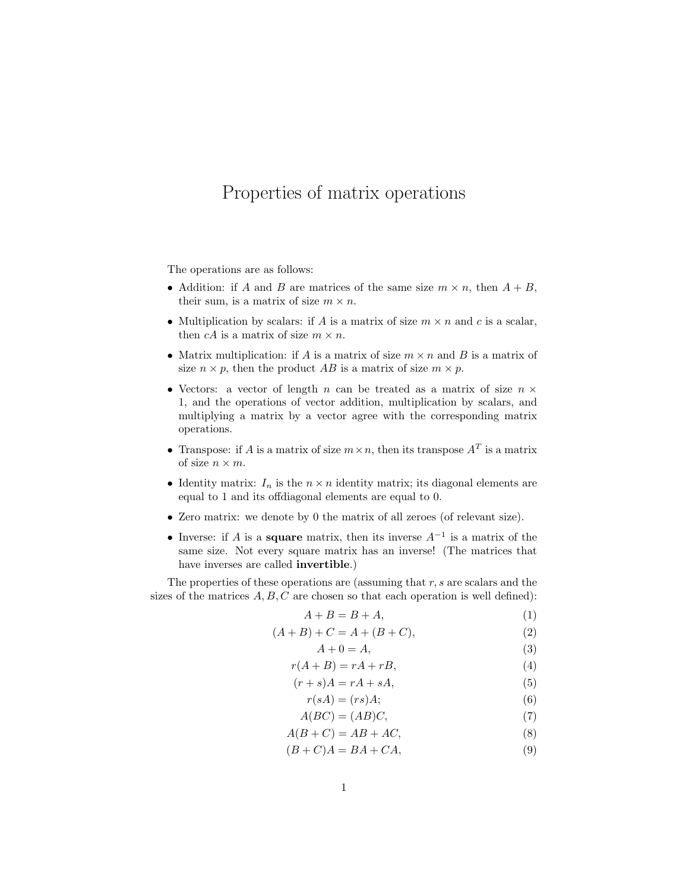# Properties of matrix operations

The operations are as follows:

- Addition: if $A$ and $B$ are matrices of the same size $m \times n$, then $A + B$, their sum, is a matrix of size $m \times n$.
- Multiplication by scalars: if $A$ is a matrix of size $m \times n$ and $c$ is a scalar, then $cA$ is a matrix of size $m \times n$.
- Matrix multiplication: if $A$ is a matrix of size $m \times n$ and $B$ is a matrix of size $n \times p$, then the product $AB$ is a matrix of size $m \times p$.
- Vectors: a vector of length $n$ can be treated as a matrix of size $n \times 1$, and the operations of vector addition, multiplication by scalars, and multiplying a matrix by a vector agree with the corresponding matrix operations.
- Transpose: if $A$ is a matrix of size $m \times n$, then its transpose $A^T$ is a matrix of size $n \times m$.
- Identity matrix: $I_n$ is the $n \times n$ identity matrix; its diagonal elements are equal to 1 and its offdiagonal elements are equal to 0.
- Zero matrix: we denote by 0 the matrix of all zeroes (of relevant size).
- Inverse: if $A$ is a **square** matrix, then its inverse $A^{-1}$ is a matrix of the same size. Not every square matrix has an inverse! (The matrices that have inverses are called **invertible**.)

The properties of these operations are (assuming that $r, s$ are scalars and the sizes of the matrices $A, B, C$ are chosen so that each operation is well defined):

$$A + B = B + A, \tag{1}$$

$$(A + B) + C = A + (B + C), \tag{2}$$

$$A + 0 = A, \tag{3}$$

$$r(A + B) = rA + rB, \tag{4}$$

$$(r + s)A = rA + sA, \tag{5}$$

$$r(sA) = (rs)A; \tag{6}$$

$$A(BC) = (AB)C, \tag{7}$$

$$A(B + C) = AB + AC, \tag{8}$$

$$(B + C)A = BA + CA, \tag{9}$$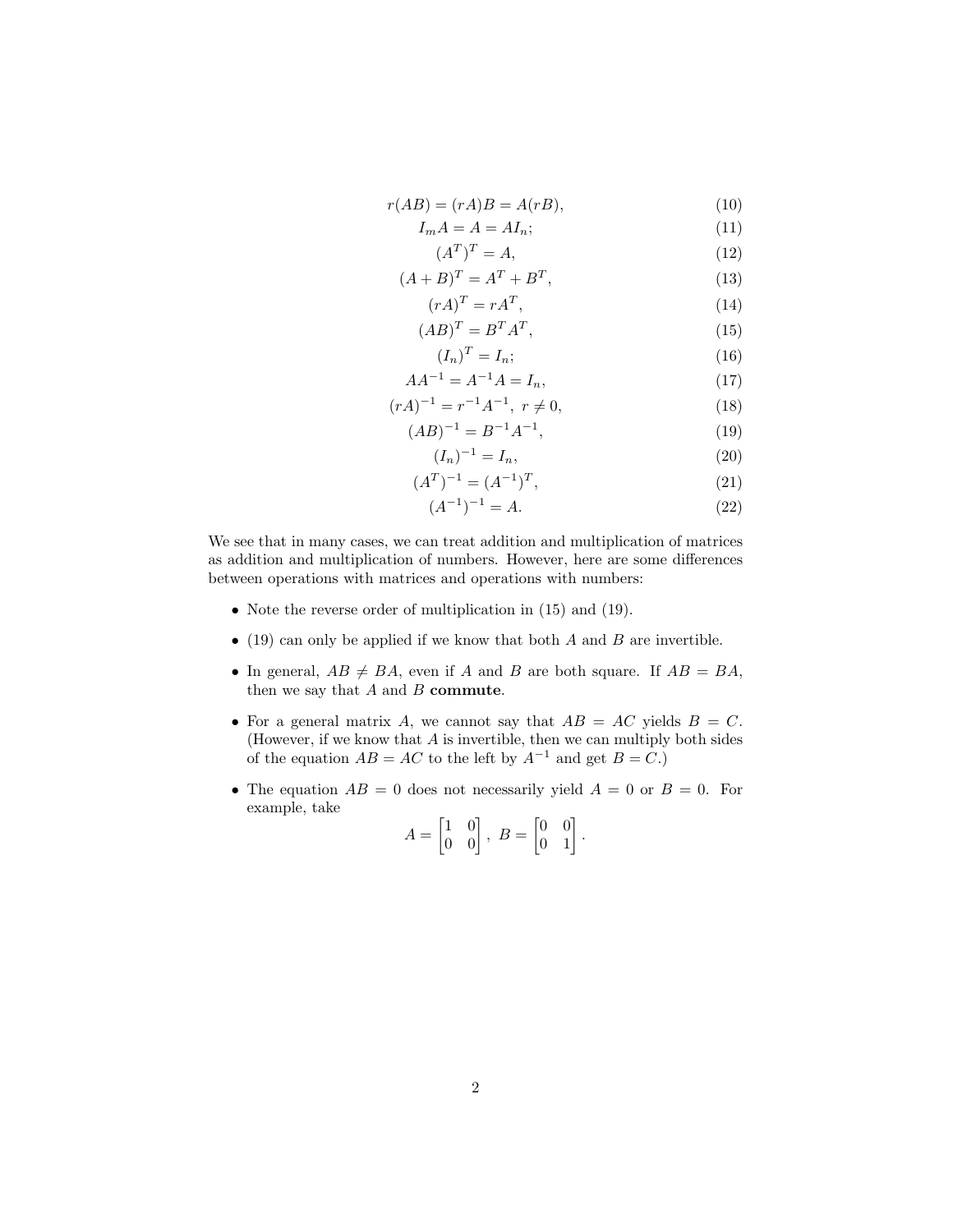$$r(AB) = (rA)B = A(rB), \tag{10}$$

$$I_m A = A = AI_n; \tag{11}$$

$$(A^T)^T = A, \tag{12}$$

$$(A+B)^T = A^T + B^T, \tag{13}$$

$$(rA)^T = rA^T, \tag{14}$$

$$(AB)^T = B^T A^T, \tag{15}$$

$$(I_n)^T = I_n; \tag{16}$$

$$AA^{-1} = A^{-1}A = I_n, \tag{17}$$

$$(rA)^{-1} = r^{-1}A^{-1}, \ r \neq 0, \tag{18}$$

$$(AB)^{-1} = B^{-1}A^{-1}, \tag{19}$$

$$(I_n)^{-1} = I_n, \tag{20}$$

$$(A^T)^{-1} = (A^{-1})^T, \tag{21}$$

$$(A^{-1})^{-1} = A. \tag{22}$$

We see that in many cases, we can treat addition and multiplication of matrices as addition and multiplication of numbers. However, here are some differences between operations with matrices and operations with numbers:

- Note the reverse order of multiplication in (15) and (19).
- (19) can only be applied if we know that both $A$ and $B$ are invertible.
- In general, $AB \neq BA$, even if $A$ and $B$ are both square. If $AB = BA$, then we say that $A$ and $B$ **commute**.
- For a general matrix $A$, we cannot say that $AB = AC$ yields $B = C$. (However, if we know that $A$ is invertible, then we can multiply both sides of the equation $AB = AC$ to the left by $A^{-1}$ and get $B = C$.)
- The equation $AB = 0$ does not necessarily yield $A = 0$ or $B = 0$. For example, take

$$A = \begin{bmatrix} 1 & 0 \\ 0 & 0 \end{bmatrix}, \ B = \begin{bmatrix} 0 & 0 \\ 0 & 1 \end{bmatrix}.$$